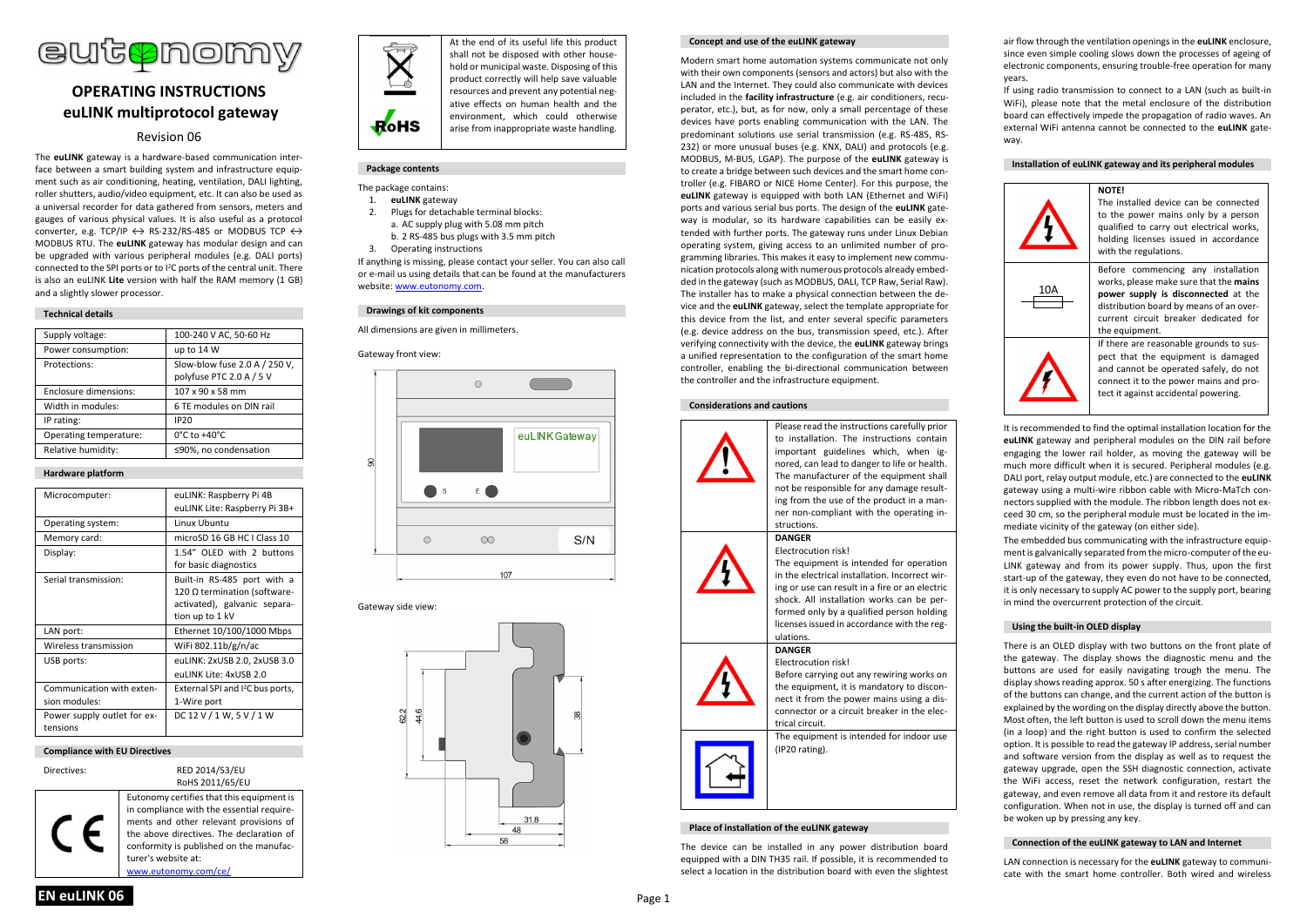# OPERATING INSTRUCTIONS
# euLINK multiprotocol gateway

Revision 06

The **euLINK** gateway is a hardware-based communication interface between a smart building system and infrastructure equipment such as air conditioning, heating, ventilation, DALI lighting, roller shutters, audio/video equipment, etc. It can also be used as a universal recorder for data gathered from sensors, meters and gauges of various physical values. It is also useful as a protocol converter, e.g. TCP/IP ↔ RS-232/RS-485 or MODBUS TCP ↔ MODBUS RTU. The **euLINK** gateway has modular design and can be upgraded with various peripheral modules (e.g. DALI ports) connected to the SPI ports or to I²C ports of the central unit. There is also an euLINK **Lite** version with half the RAM memory (1 GB) and a slightly slower processor.

## Technical details

| | |
|---|---|
| Supply voltage: | 100-240 V AC, 50-60 Hz |
| Power consumption: | up to 14 W |
| Protections: | Slow-blow fuse 2.0 A / 250 V, polyfuse PTC 2.0 A / 5 V |
| Enclosure dimensions: | 107 x 90 x 58 mm |
| Width in modules: | 6 TE modules on DIN rail |
| IP rating: | IP20 |
| Operating temperature: | 0°C to +40°C |
| Relative humidity: | ≤90%, no condensation |

## Hardware platform

| | |
|---|---|
| Microcomputer: | euLINK: Raspberry Pi 4B<br>euLINK Lite: Raspberry Pi 3B+ |
| Operating system: | Linux Ubuntu |
| Memory card: | microSD 16 GB HC I Class 10 |
| Display: | 1.54" OLED with 2 buttons for basic diagnostics |
| Serial transmission: | Built-in RS-485 port with a 120 Ω termination (software-activated), galvanic separation up to 1 kV |
| LAN port: | Ethernet 10/100/1000 Mbps |
| Wireless transmission | WiFi 802.11b/g/n/ac |
| USB ports: | euLINK: 2xUSB 2.0, 2xUSB 3.0<br>euLINK Lite: 4xUSB 2.0 |
| Communication with extension modules: | External SPI and I²C bus ports, 1-Wire port |
| Power supply outlet for extensions | DC 12 V / 1 W, 5 V / 1 W |

## Compliance with EU Directives

Directives: RED 2014/53/EU, RoHS 2011/65/EU

Eutonomy certifies that this equipment is in compliance with the essential requirements and other relevant provisions of the above directives. The declaration of conformity is published on the manufacturer's website at: www.eutonomy.com/ce/

At the end of its useful life this product shall not be disposed with other household or municipal waste. Disposing of this product correctly will help save valuable resources and prevent any potential negative effects on human health and the environment, which could otherwise arise from inappropriate waste handling.

## Package contents

The package contains:

1. **euLINK** gateway
2. Plugs for detachable terminal blocks:
   a. AC supply plug with 5.08 mm pitch
   b. 2 RS-485 bus plugs with 3.5 mm pitch
3. Operating instructions

If anything is missing, please contact your seller. You can also call or e-mail us using details that can be found at the manufacturers website: www.eutonomy.com.

## Drawings of kit components

All dimensions are given in millimeters.

Gateway front view:

Gateway side view:

## Concept and use of the euLINK gateway

Modern smart home automation systems communicate not only with their own components (sensors and actors) but also with the LAN and the Internet. They could also communicate with devices included in the **facility infrastructure** (e.g. air conditioners, recuperator, etc.), but, as for now, only a small percentage of these devices have ports enabling communication with the LAN. The predominant solutions use serial transmission (e.g. RS-485, RS-232) or more unusual buses (e.g. KNX, DALI) and protocols (e.g. MODBUS, M-BUS, LGAP). The purpose of the **euLINK** gateway is to create a bridge between such devices and the smart home controller (e.g. FIBARO or NICE Home Center). For this purpose, the **euLINK** gateway is equipped with both LAN (Ethernet and WiFi) ports and various serial bus ports. The design of the **euLINK** gateway is modular, so its hardware capabilities can be easily extended with further ports. The gateway runs under Linux Debian operating system, giving access to an unlimited number of programming libraries. This makes it easy to implement new communication protocols along with numerous protocols already embedded in the gateway (such as MODBUS, DALI, TCP Raw, Serial Raw). The installer has to make a physical connection between the device and the **euLINK** gateway, select the template appropriate for this device from the list, and enter several specific parameters (e.g. device address on the bus, transmission speed, etc.). After verifying connectivity with the device, the **euLINK** gateway brings a unified representation to the configuration of the smart home controller, enabling the bi-directional communication between the controller and the infrastructure equipment.

## Considerations and cautions

Please read the instructions carefully prior to installation. The instructions contain important guidelines which, when ignored, can lead to danger to life or health. The manufacturer of the equipment shall not be responsible for any damage resulting from the use of the product in a manner non-compliant with the operating instructions.

**DANGER**
Electrocution risk!
The equipment is intended for operation in the electrical installation. Incorrect wiring or use can result in a fire or an electric shock. All installation works can be performed only by a qualified person holding licenses issued in accordance with the regulations.

**DANGER**
Electrocution risk!
Before carrying out any rewiring works on the equipment, it is mandatory to disconnect it from the power mains using a disconnector or a circuit breaker in the electrical circuit.

The equipment is intended for indoor use (IP20 rating).

## Place of installation of the euLINK gateway

The device can be installed in any power distribution board equipped with a DIN TH35 rail. If possible, it is recommended to select a location in the distribution board with even the slightest air flow through the ventilation openings in the **euLINK** enclosure, since even simple cooling slows down the processes of ageing of electronic components, ensuring trouble-free operation for many years.

If using radio transmission to connect to a LAN (such as built-in WiFi), please note that the metal enclosure of the distribution board can effectively impede the propagation of radio waves. An external WiFi antenna cannot be connected to the **euLINK** gateway.

## Installation of euLINK gateway and its peripheral modules

**NOTE!**
The installed device can be connected to the power mains only by a person qualified to carry out electrical works, holding licenses issued in accordance with the regulations.

Before commencing any installation works, please make sure that the **mains power supply is disconnected** at the distribution board by means of an overcurrent circuit breaker dedicated for the equipment.

If there are reasonable grounds to suspect that the equipment is damaged and cannot be operated safely, do not connect it to the power mains and protect it against accidental powering.

It is recommended to find the optimal installation location for the **euLINK** gateway and peripheral modules on the DIN rail before engaging the lower rail holder, as moving the gateway will be much more difficult when it is secured. Peripheral modules (e.g. DALI port, relay output module, etc.) are connected to the **euLINK** gateway using a multi-wire ribbon cable with Micro-MaTch connectors supplied with the module. The ribbon length does not exceed 30 cm, so the peripheral module must be located in the immediate vicinity of the gateway (on either side).

The embedded bus communicating with the infrastructure equipment is galvanically separated from the micro-computer of the euLINK gateway and from its power supply. Thus, upon the first start-up of the gateway, they even do not have to be connected, it is only necessary to supply AC power to the supply port, bearing in mind the overcurrent protection of the circuit.

## Using the built-in OLED display

There is an OLED display with two buttons on the front plate of the gateway. The display shows the diagnostic menu and the buttons are used for easily navigating trough the menu. The display shows reading approx. 50 s after energizing. The functions of the buttons can change, and the current action of the button is explained by the wording on the display directly above the button. Most often, the left button is used to scroll down the menu items (in a loop) and the right button is used to confirm the selected option. It is possible to read the gateway IP address, serial number and software version from the display as well as to request the gateway upgrade, open the SSH diagnostic connection, activate the WiFi access, reset the network configuration, restart the gateway, and even remove all data from it and restore its default configuration. When not in use, the display is turned off and can be woken up by pressing any key.

## Connection of the euLINK gateway to LAN and Internet

LAN connection is necessary for the **euLINK** gateway to communicate with the smart home controller. Both wired and wireless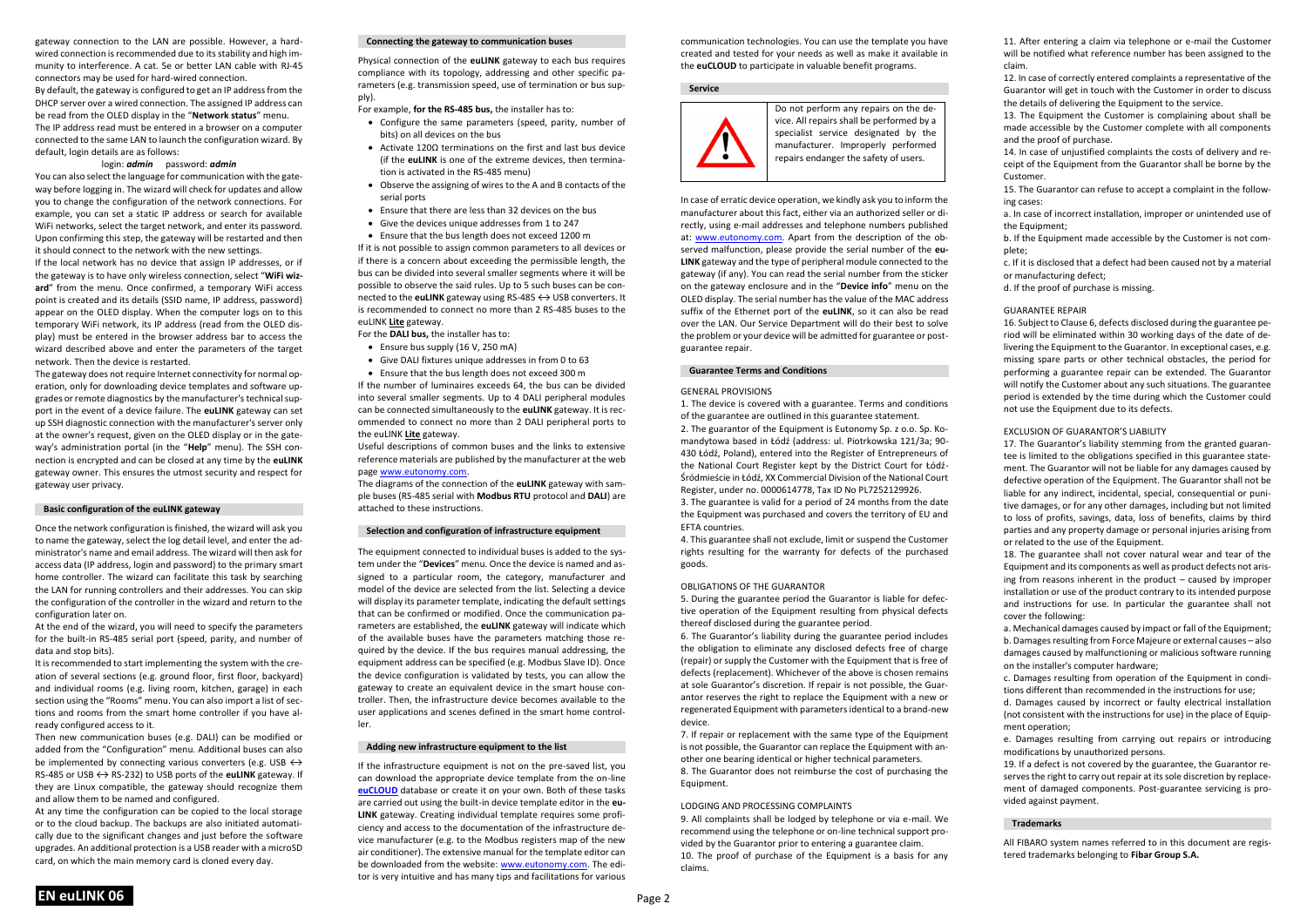gateway connection to the LAN are possible. However, a hard-wired connection is recommended due to its stability and high immunity to interference. A cat. 5e or better LAN cable with RJ-45 connectors may be used for hard-wired connection.

By default, the gateway is configured to get an IP address from the DHCP server over a wired connection. The assigned IP address can be read from the OLED display in the "**Network status**" menu.

The IP address read must be entered in a browser on a computer connected to the same LAN to launch the configuration wizard. By default, login details are as follows:

login: ***admin*** password: ***admin***

You can also select the language for communication with the gateway before logging in. The wizard will check for updates and allow you to change the configuration of the network connections. For example, you can set a static IP address or search for available WiFi networks, select the target network, and enter its password. Upon confirming this step, the gateway will be restarted and then it should connect to the network with the new settings.

If the local network has no device that assign IP addresses, or if the gateway is to have only wireless connection, select "**WiFi wizard**" from the menu. Once confirmed, a temporary WiFi access point is created and its details (SSID name, IP address, password) appear on the OLED display. When the computer logs on to this temporary WiFi network, its IP address (read from the OLED display) must be entered in the browser address bar to access the wizard described above and enter the parameters of the target network. Then the device is restarted.

The gateway does not require Internet connectivity for normal operation, only for downloading device templates and software upgrades or remote diagnostics by the manufacturer's technical support in the event of a device failure. The **euLINK** gateway can set up SSH diagnostic connection with the manufacturer's server only at the owner's request, given on the OLED display or in the gateway's administration portal (in the "**Help**" menu). The SSH connection is encrypted and can be closed at any time by the **euLINK** gateway owner. This ensures the utmost security and respect for gateway user privacy.

## Basic configuration of the euLINK gateway

Once the network configuration is finished, the wizard will ask you to name the gateway, select the log detail level, and enter the administrator's name and email address. The wizard will then ask for access data (IP address, login and password) to the primary smart home controller. The wizard can facilitate this task by searching the LAN for running controllers and their addresses. You can skip the configuration of the controller in the wizard and return to the configuration later on.

At the end of the wizard, you will need to specify the parameters for the built-in RS-485 serial port (speed, parity, and number of data and stop bits).

It is recommended to start implementing the system with the creation of several sections (e.g. ground floor, first floor, backyard) and individual rooms (e.g. living room, kitchen, garage) in each section using the "Rooms" menu. You can also import a list of sections and rooms from the smart home controller if you have already configured access to it.

Then new communication buses (e.g. DALI) can be modified or added from the "Configuration" menu. Additional buses can also be implemented by connecting various converters (e.g. USB ↔ RS-485 or USB ↔ RS-232) to USB ports of the **euLINK** gateway. If they are Linux compatible, the gateway should recognize them and allow them to be named and configured.

At any time the configuration can be copied to the local storage or to the cloud backup. The backups are also initiated automatically due to the significant changes and just before the software upgrades. An additional protection is a USB reader with a microSD card, on which the main memory card is cloned every day.

## Connecting the gateway to communication buses

Physical connection of the **euLINK** gateway to each bus requires compliance with its topology, addressing and other specific parameters (e.g. transmission speed, use of termination or bus supply).

For example, **for the RS-485 bus,** the installer has to:

- Configure the same parameters (speed, parity, number of bits) on all devices on the bus
- Activate 120Ω terminations on the first and last bus device (if the **euLINK** is one of the extreme devices, then termination is activated in the RS-485 menu)
- Observe the assigning of wires to the A and B contacts of the serial ports
- Ensure that there are less than 32 devices on the bus
- Give the devices unique addresses from 1 to 247
- Ensure that the bus length does not exceed 1200 m

If it is not possible to assign common parameters to all devices or if there is a concern about exceeding the permissible length, the bus can be divided into several smaller segments where it will be possible to observe the said rules. Up to 5 such buses can be connected to the **euLINK** gateway using RS-485 ↔ USB converters. It is recommended to connect no more than 2 RS-485 buses to the euLINK **Lite** gateway.

For the **DALI bus,** the installer has to:

- Ensure bus supply (16 V, 250 mA)
- Give DALI fixtures unique addresses in from 0 to 63
- Ensure that the bus length does not exceed 300 m

If the number of luminaires exceeds 64, the bus can be divided into several smaller segments. Up to 4 DALI peripheral modules can be connected simultaneously to the **euLINK** gateway. It is recommended to connect no more than 2 DALI peripheral ports to the euLINK **Lite** gateway.

Useful descriptions of common buses and the links to extensive reference materials are published by the manufacturer at the web page www.eutonomy.com.

The diagrams of the connection of the **euLINK** gateway with sample buses (RS-485 serial with **Modbus RTU** protocol and **DALI**) are attached to these instructions.

## Selection and configuration of infrastructure equipment

The equipment connected to individual buses is added to the system under the "**Devices**" menu. Once the device is named and assigned to a particular room, the category, manufacturer and model of the device are selected from the list. Selecting a device will display its parameter template, indicating the default settings that can be confirmed or modified. Once the communication parameters are established, the **euLINK** gateway will indicate which of the available buses have the parameters matching those required by the device. If the bus requires manual addressing, the equipment address can be specified (e.g. Modbus Slave ID). Once the device configuration is validated by tests, you can allow the gateway to create an equivalent device in the smart house controller. Then, the infrastructure device becomes available to the user applications and scenes defined in the smart home controller.

## Adding new infrastructure equipment to the list

If the infrastructure equipment is not on the pre-saved list, you can download the appropriate device template from the on-line **euCLOUD** database or create it on your own. Both of these tasks are carried out using the built-in device template editor in the **euLINK** gateway. Creating individual template requires some proficiency and access to the documentation of the infrastructure device manufacturer (e.g. to the Modbus registers map of the new air conditioner). The extensive manual for the template editor can be downloaded from the website: www.eutonomy.com. The editor is very intuitive and has many tips and facilitations for various communication technologies. You can use the template you have created and tested for your needs as well as make it available in the **euCLOUD** to participate in valuable benefit programs.

## Service

Do not perform any repairs on the device. All repairs shall be performed by a specialist service designated by the manufacturer. Improperly performed repairs endanger the safety of users.

In case of erratic device operation, we kindly ask you to inform the manufacturer about this fact, either via an authorized seller or directly, using e-mail addresses and telephone numbers published at: www.eutonomy.com. Apart from the description of the observed malfunction, please provide the serial number of the **euLINK** gateway and the type of peripheral module connected to the gateway (if any). You can read the serial number from the sticker on the gateway enclosure and in the "**Device info**" menu on the OLED display. The serial number has the value of the MAC address suffix of the Ethernet port of the **euLINK**, so it can also be read over the LAN. Our Service Department will do their best to solve the problem or your device will be admitted for guarantee or post-guarantee repair.

## Guarantee Terms and Conditions

### GENERAL PROVISIONS

1. The device is covered with a guarantee. Terms and conditions of the guarantee are outlined in this guarantee statement.

2. The guarantor of the Equipment is Eutonomy Sp. z o.o. Sp. Komandytowa based in Łódź (address: ul. Piotrkowska 121/3a; 90-430 Łódź, Poland), entered into the Register of Entrepreneurs of the National Court Register kept by the District Court for Łódź-Śródmieście in Łódź, XX Commercial Division of the National Court Register, under no. 0000614778, Tax ID No PL7252129926.

3. The guarantee is valid for a period of 24 months from the date the Equipment was purchased and covers the territory of EU and EFTA countries.

4. This guarantee shall not exclude, limit or suspend the Customer rights resulting for the warranty for defects of the purchased goods.

### OBLIGATIONS OF THE GUARANTOR

5. During the guarantee period the Guarantor is liable for defective operation of the Equipment resulting from physical defects thereof disclosed during the guarantee period.

6. The Guarantor's liability during the guarantee period includes the obligation to eliminate any disclosed defects free of charge (repair) or supply the Customer with the Equipment that is free of defects (replacement). Whichever of the above is chosen remains at sole Guarantor's discretion. If repair is not possible, the Guarantor reserves the right to replace the Equipment with a new or regenerated Equipment with parameters identical to a brand-new device.

7. If repair or replacement with the same type of the Equipment is not possible, the Guarantor can replace the Equipment with another one bearing identical or higher technical parameters.

8. The Guarantor does not reimburse the cost of purchasing the Equipment.

### LODGING AND PROCESSING COMPLAINTS

9. All complaints shall be lodged by telephone or via e-mail. We recommend using the telephone or on-line technical support provided by the Guarantor prior to entering a guarantee claim.

10. The proof of purchase of the Equipment is a basis for any claims.

11. After entering a claim via telephone or e-mail the Customer will be notified what reference number has been assigned to the claim.

12. In case of correctly entered complaints a representative of the Guarantor will get in touch with the Customer in order to discuss the details of delivering the Equipment to the service.

13. The Equipment the Customer is complaining about shall be made accessible by the Customer complete with all components and the proof of purchase.

14. In case of unjustified complaints the costs of delivery and receipt of the Equipment from the Guarantor shall be borne by the Customer.

15. The Guarantor can refuse to accept a complaint in the following cases:

a. In case of incorrect installation, improper or unintended use of the Equipment;

b. If the Equipment made accessible by the Customer is not complete;

c. If it is disclosed that a defect had been caused not by a material or manufacturing defect;

d. If the proof of purchase is missing.

### GUARANTEE REPAIR

16. Subject to Clause 6, defects disclosed during the guarantee period will be eliminated within 30 working days of the date of delivering the Equipment to the Guarantor. In exceptional cases, e.g. missing spare parts or other technical obstacles, the period for performing a guarantee repair can be extended. The Guarantor will notify the Customer about any such situations. The guarantee period is extended by the time during which the Customer could not use the Equipment due to its defects.

### EXCLUSION OF GUARANTOR'S LIABILITY

17. The Guarantor's liability stemming from the granted guarantee is limited to the obligations specified in this guarantee statement. The Guarantor will not be liable for any damages caused by defective operation of the Equipment. The Guarantor shall not be liable for any indirect, incidental, special, consequential or punitive damages, or for any other damages, including but not limited to loss of profits, savings, data, loss of benefits, claims by third parties and any property damage or personal injuries arising from or related to the use of the Equipment.

18. The guarantee shall not cover natural wear and tear of the Equipment and its components as well as product defects not arising from reasons inherent in the product – caused by improper installation or use of the product contrary to its intended purpose and instructions for use. In particular the guarantee shall not cover the following:

a. Mechanical damages caused by impact or fall of the Equipment;

b. Damages resulting from Force Majeure or external causes – also damages caused by malfunctioning or malicious software running on the installer's computer hardware;

c. Damages resulting from operation of the Equipment in conditions different than recommended in the instructions for use;

d. Damages caused by incorrect or faulty electrical installation (not consistent with the instructions for use) in the place of Equipment operation;

e. Damages resulting from carrying out repairs or introducing modifications by unauthorized persons.

19. If a defect is not covered by the guarantee, the Guarantor reserves the right to carry out repair at its sole discretion by replacement of damaged components. Post-guarantee servicing is provided against payment.

## Trademarks

All FIBARO system names referred to in this document are registered trademarks belonging to **Fibar Group S.A.**

**EN euLINK 06**